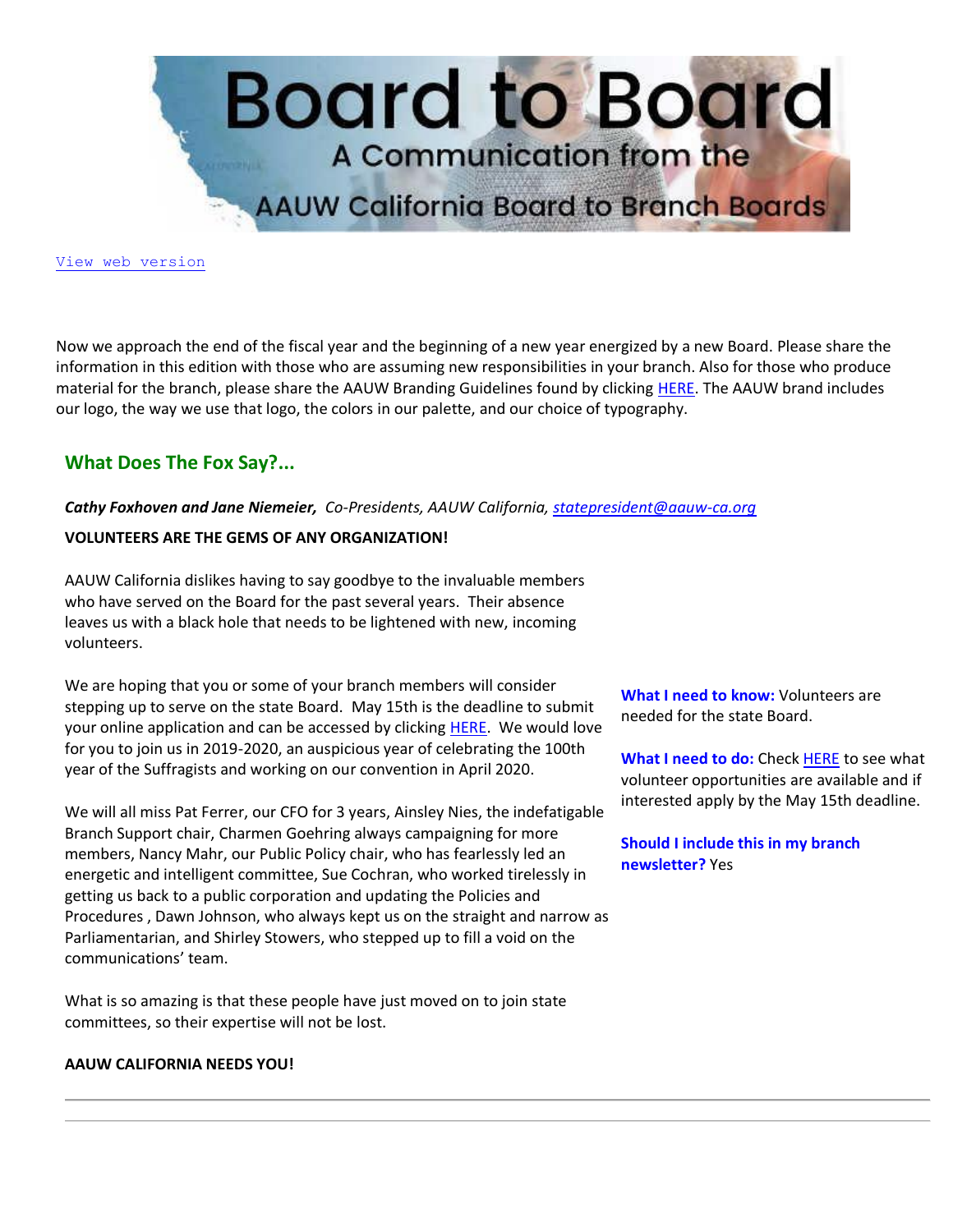# Board to Board

## A Communication from the AAUW California Board to Branch Boards

View web version

Now we approach the end of the fiscal year and the beginning of a new year energized by a new Board. Please share the information in this edition with those who are assuming new responsibilities in your branch. Also for those who produce material for the branch, please share the AAUW Branding Guidelines found by clicking HERE. The AAUW brand includes our logo, the way we use that logo, the colors in our palette, and our choice of typography.

## What Does The Fox Say?...

***Cathy Foxhoven and Jane Niemeier,*** *Co-Presidents, AAUW California, statepresident@aauw-ca.org*

**VOLUNTEERS ARE THE GEMS OF ANY ORGANIZATION!**

AAUW California dislikes having to say goodbye to the invaluable members who have served on the Board for the past several years. Their absence leaves us with a black hole that needs to be lightened with new, incoming volunteers.

We are hoping that you or some of your branch members will consider stepping up to serve on the state Board. May 15th is the deadline to submit your online application and can be accessed by clicking HERE. We would love for you to join us in 2019-2020, an auspicious year of celebrating the 100th year of the Suffragists and working on our convention in April 2020.

We will all miss Pat Ferrer, our CFO for 3 years, Ainsley Nies, the indefatigable Branch Support chair, Charmen Goehring always campaigning for more members, Nancy Mahr, our Public Policy chair, who has fearlessly led an energetic and intelligent committee, Sue Cochran, who worked tirelessly in getting us back to a public corporation and updating the Policies and Procedures , Dawn Johnson, who always kept us on the straight and narrow as Parliamentarian, and Shirley Stowers, who stepped up to fill a void on the communications' team.

What is so amazing is that these people have just moved on to join state committees, so their expertise will not be lost.

**AAUW CALIFORNIA NEEDS YOU!**

**What I need to know:** Volunteers are needed for the state Board.

**What I need to do:** Check HERE to see what volunteer opportunities are available and if interested apply by the May 15th deadline.

**Should I include this in my branch newsletter?** Yes

---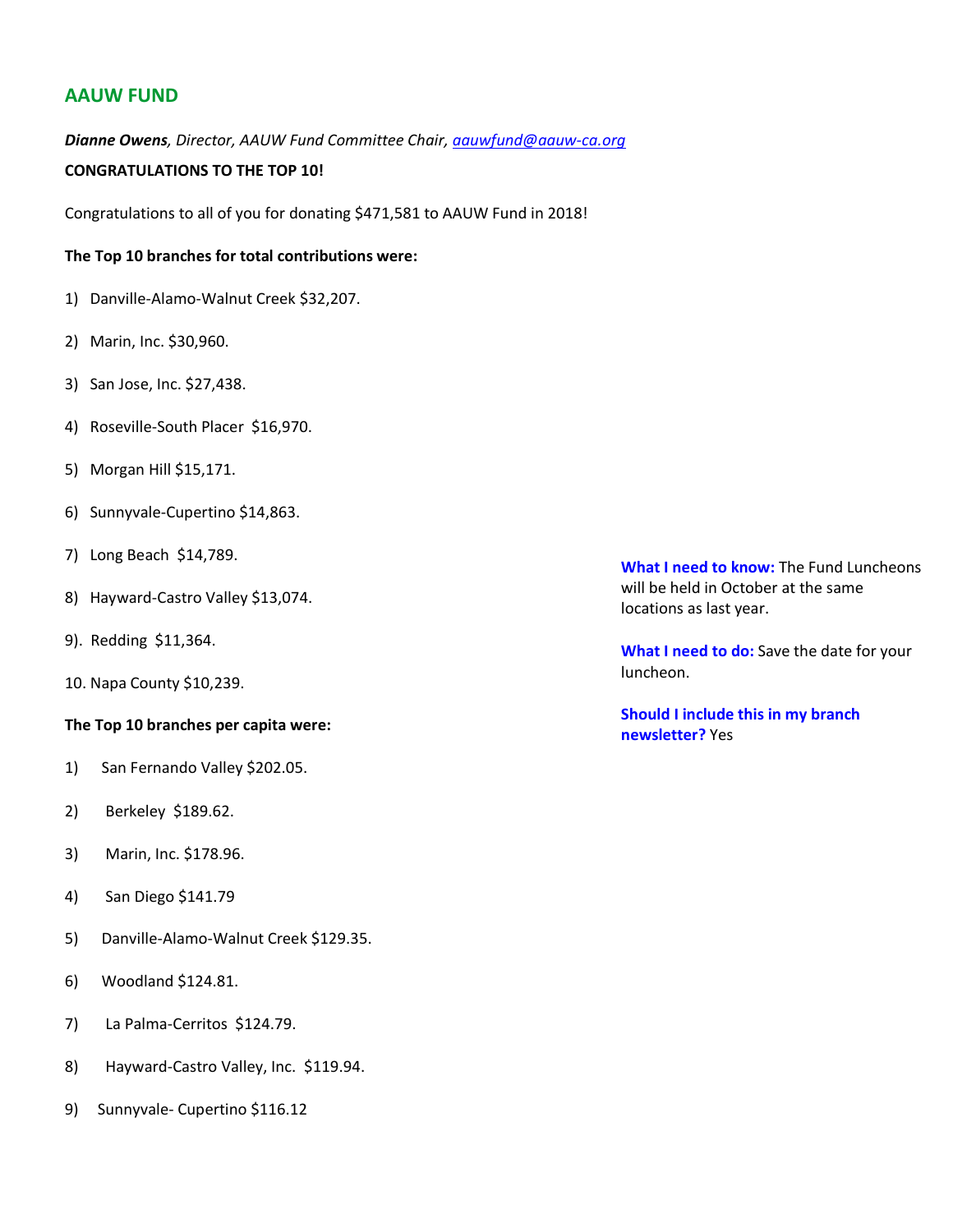## AAUW FUND

***Dianne Owens**, Director, AAUW Fund Committee Chair, aauwfund@aauw-ca.org*

**CONGRATULATIONS TO THE TOP 10!**

Congratulations to all of you for donating $471,581 to AAUW Fund in 2018!

**The Top 10 branches for total contributions were:**

1) Danville-Alamo-Walnut Creek $32,207.
2) Marin, Inc. $30,960.
3) San Jose, Inc. $27,438.
4) Roseville-South Placer $16,970.
5) Morgan Hill $15,171.
6) Sunnyvale-Cupertino $14,863.
7) Long Beach $14,789.
8) Hayward-Castro Valley $13,074.
9). Redding $11,364.
10. Napa County $10,239.

**The Top 10 branches per capita were:**

1) San Fernando Valley $202.05.
2) Berkeley $189.62.
3) Marin, Inc. $178.96.
4) San Diego $141.79
5) Danville-Alamo-Walnut Creek $129.35.
6) Woodland $124.81.
7) La Palma-Cerritos $124.79.
8) Hayward-Castro Valley, Inc. $119.94.
9) Sunnyvale- Cupertino $116.12

**What I need to know:** The Fund Luncheons will be held in October at the same locations as last year.

**What I need to do:** Save the date for your luncheon.

**Should I include this in my branch newsletter?** Yes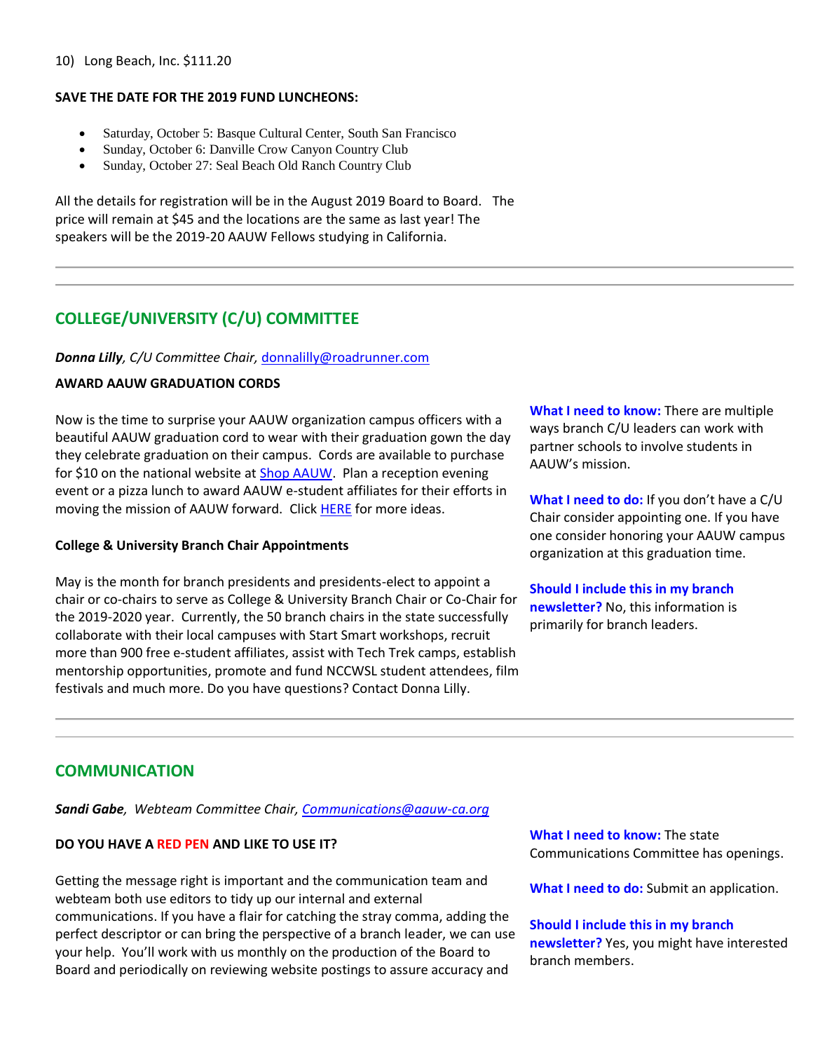10) Long Beach, Inc. $111.20

**SAVE THE DATE FOR THE 2019 FUND LUNCHEONS:**

- Saturday, October 5: Basque Cultural Center, South San Francisco
- Sunday, October 6: Danville Crow Canyon Country Club
- Sunday, October 27: Seal Beach Old Ranch Country Club

All the details for registration will be in the August 2019 Board to Board. The price will remain at $45 and the locations are the same as last year! The speakers will be the 2019-20 AAUW Fellows studying in California.

---

## COLLEGE/UNIVERSITY (C/U) COMMITTEE

***Donna Lilly**, C/U Committee Chair, [donnalilly@roadrunner.com](mailto:donnalilly@roadrunner.com)*

**AWARD AAUW GRADUATION CORDS**

Now is the time to surprise your AAUW organization campus officers with a beautiful AAUW graduation cord to wear with their graduation gown the day they celebrate graduation on their campus. Cords are available to purchase for $10 on the national website at [Shop AAUW](). Plan a reception evening event or a pizza lunch to award AAUW e-student affiliates for their efforts in moving the mission of AAUW forward. Click [HERE]() for more ideas.

**College & University Branch Chair Appointments**

May is the month for branch presidents and presidents-elect to appoint a chair or co-chairs to serve as College & University Branch Chair or Co-Chair for the 2019-2020 year. Currently, the 50 branch chairs in the state successfully collaborate with their local campuses with Start Smart workshops, recruit more than 900 free e-student affiliates, assist with Tech Trek camps, establish mentorship opportunities, promote and fund NCCWSL student attendees, film festivals and much more. Do you have questions? Contact Donna Lilly.

**What I need to know:** There are multiple ways branch C/U leaders can work with partner schools to involve students in AAUW's mission.

**What I need to do:** If you don't have a C/U Chair consider appointing one. If you have one consider honoring your AAUW campus organization at this graduation time.

**Should I include this in my branch newsletter?** No, this information is primarily for branch leaders.

---

## COMMUNICATION

***Sandi Gabe**, Webteam Committee Chair, [Communications@aauw-ca.org](mailto:Communications@aauw-ca.org)*

**DO YOU HAVE A RED PEN AND LIKE TO USE IT?**

Getting the message right is important and the communication team and webteam both use editors to tidy up our internal and external communications. If you have a flair for catching the stray comma, adding the perfect descriptor or can bring the perspective of a branch leader, we can use your help. You'll work with us monthly on the production of the Board to Board and periodically on reviewing website postings to assure accuracy and

**What I need to know:** The state Communications Committee has openings.

**What I need to do:** Submit an application.

**Should I include this in my branch newsletter?** Yes, you might have interested branch members.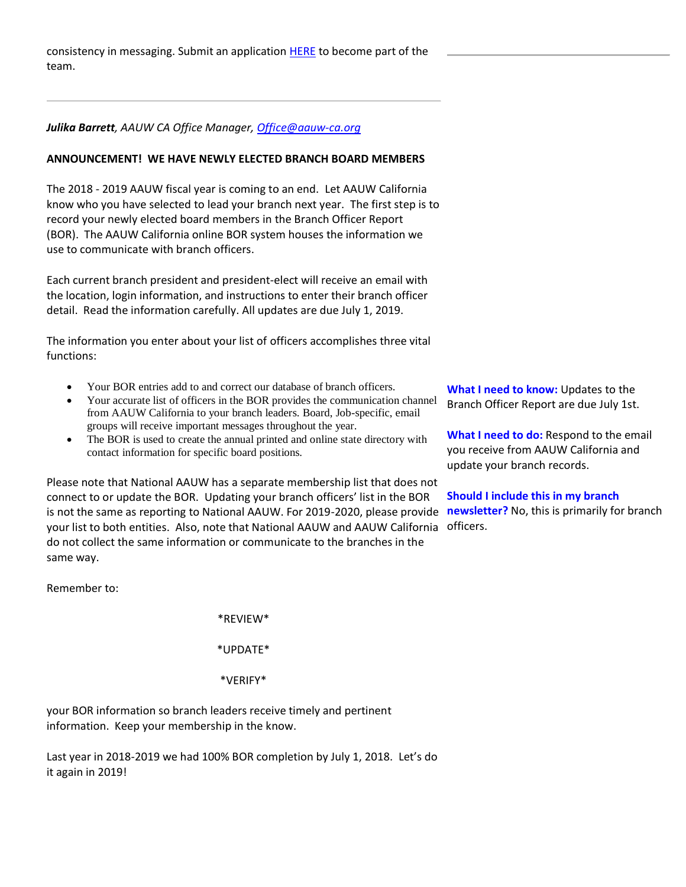consistency in messaging. Submit an application [HERE](#) to become part of the team.

---

***Julika Barrett**, AAUW CA Office Manager, [Office@aauw-ca.org](mailto:Office@aauw-ca.org)*

**ANNOUNCEMENT! WE HAVE NEWLY ELECTED BRANCH BOARD MEMBERS**

The 2018 - 2019 AAUW fiscal year is coming to an end. Let AAUW California know who you have selected to lead your branch next year. The first step is to record your newly elected board members in the Branch Officer Report (BOR). The AAUW California online BOR system houses the information we use to communicate with branch officers.

Each current branch president and president-elect will receive an email with the location, login information, and instructions to enter their branch officer detail. Read the information carefully. All updates are due July 1, 2019.

The information you enter about your list of officers accomplishes three vital functions:

- Your BOR entries add to and correct our database of branch officers.
- Your accurate list of officers in the BOR provides the communication channel from AAUW California to your branch leaders. Board, Job-specific, email groups will receive important messages throughout the year.
- The BOR is used to create the annual printed and online state directory with contact information for specific board positions.

Please note that National AAUW has a separate membership list that does not connect to or update the BOR. Updating your branch officers' list in the BOR is not the same as reporting to National AAUW. For 2019-2020, please provide your list to both entities. Also, note that National AAUW and AAUW California do not collect the same information or communicate to the branches in the same way.

Remember to:

*REVIEW*

*UPDATE*

*VERIFY*

your BOR information so branch leaders receive timely and pertinent information. Keep your membership in the know.

Last year in 2018-2019 we had 100% BOR completion by July 1, 2018. Let's do it again in 2019!

**What I need to know:** Updates to the Branch Officer Report are due July 1st.

**What I need to do:** Respond to the email you receive from AAUW California and update your branch records.

**Should I include this in my branch newsletter?** No, this is primarily for branch officers.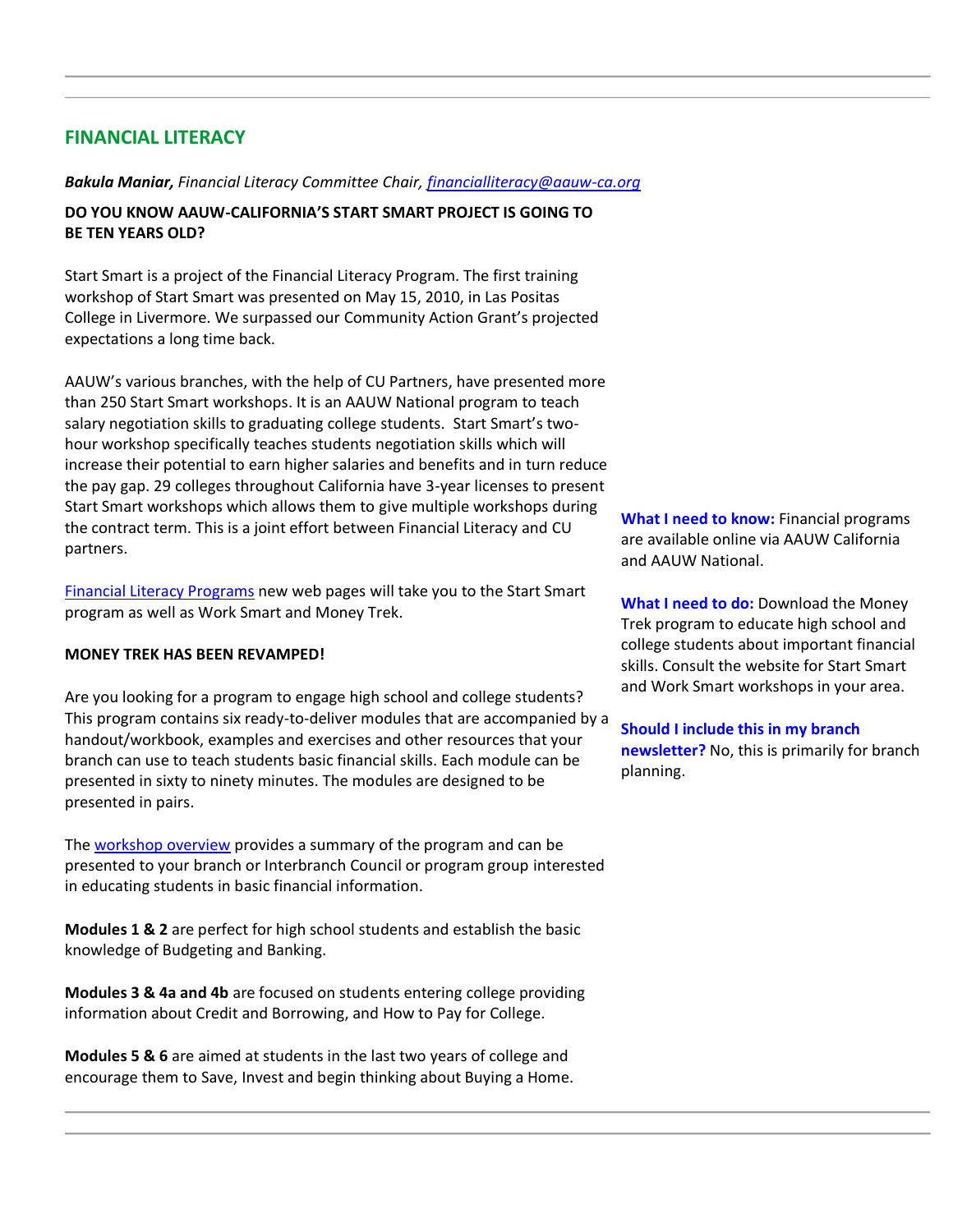## FINANCIAL LITERACY

***Bakula Maniar,*** *Financial Literacy Committee Chair, [financialliteracy@aauw-ca.org](mailto:financialliteracy@aauw-ca.org)*

**DO YOU KNOW AAUW-CALIFORNIA'S START SMART PROJECT IS GOING TO BE TEN YEARS OLD?**

Start Smart is a project of the Financial Literacy Program. The first training workshop of Start Smart was presented on May 15, 2010, in Las Positas College in Livermore. We surpassed our Community Action Grant's projected expectations a long time back.

AAUW's various branches, with the help of CU Partners, have presented more than 250 Start Smart workshops. It is an AAUW National program to teach salary negotiation skills to graduating college students. Start Smart's two-hour workshop specifically teaches students negotiation skills which will increase their potential to earn higher salaries and benefits and in turn reduce the pay gap. 29 colleges throughout California have 3-year licenses to present Start Smart workshops which allows them to give multiple workshops during the contract term. This is a joint effort between Financial Literacy and CU partners.

Financial Literacy Programs new web pages will take you to the Start Smart program as well as Work Smart and Money Trek.

**MONEY TREK HAS BEEN REVAMPED!**

Are you looking for a program to engage high school and college students? This program contains six ready-to-deliver modules that are accompanied by a handout/workbook, examples and exercises and other resources that your branch can use to teach students basic financial skills. Each module can be presented in sixty to ninety minutes. The modules are designed to be presented in pairs.

The workshop overview provides a summary of the program and can be presented to your branch or Interbranch Council or program group interested in educating students in basic financial information.

**Modules 1 & 2** are perfect for high school students and establish the basic knowledge of Budgeting and Banking.

**Modules 3 & 4a and 4b** are focused on students entering college providing information about Credit and Borrowing, and How to Pay for College.

**Modules 5 & 6** are aimed at students in the last two years of college and encourage them to Save, Invest and begin thinking about Buying a Home.

**What I need to know:** Financial programs are available online via AAUW California and AAUW National.

**What I need to do:** Download the Money Trek program to educate high school and college students about important financial skills. Consult the website for Start Smart and Work Smart workshops in your area.

**Should I include this in my branch newsletter?** No, this is primarily for branch planning.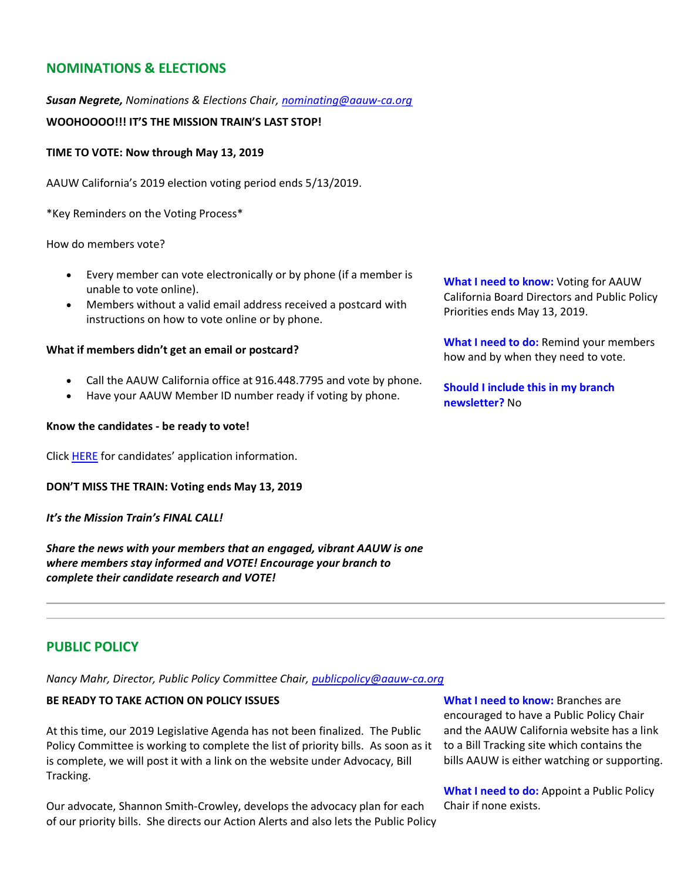## NOMINATIONS & ELECTIONS

***Susan Negrete,** Nominations & Elections Chair, nominating@aauw-ca.org*

**WOOHOOOO!!! IT'S THE MISSION TRAIN'S LAST STOP!**

**TIME TO VOTE: Now through May 13, 2019**

AAUW California's 2019 election voting period ends 5/13/2019.

*Key Reminders on the Voting Process*

How do members vote?

- Every member can vote electronically or by phone (if a member is unable to vote online).
- Members without a valid email address received a postcard with instructions on how to vote online or by phone.

**What if members didn't get an email or postcard?**

- Call the AAUW California office at 916.448.7795 and vote by phone.
- Have your AAUW Member ID number ready if voting by phone.

**Know the candidates - be ready to vote!**

Click HERE for candidates' application information.

**DON'T MISS THE TRAIN: Voting ends May 13, 2019**

***It's the Mission Train's FINAL CALL!***

***Share the news with your members that an engaged, vibrant AAUW is one where members stay informed and VOTE! Encourage your branch to complete their candidate research and VOTE!***

**What I need to know:** Voting for AAUW California Board Directors and Public Policy Priorities ends May 13, 2019.

**What I need to do:** Remind your members how and by when they need to vote.

**Should I include this in my branch newsletter?** No

---

## PUBLIC POLICY

*Nancy Mahr, Director, Public Policy Committee Chair, publicpolicy@aauw-ca.org*

**BE READY TO TAKE ACTION ON POLICY ISSUES**

At this time, our 2019 Legislative Agenda has not been finalized. The Public Policy Committee is working to complete the list of priority bills. As soon as it is complete, we will post it with a link on the website under Advocacy, Bill Tracking.

Our advocate, Shannon Smith-Crowley, develops the advocacy plan for each of our priority bills. She directs our Action Alerts and also lets the Public Policy

**What I need to know:** Branches are encouraged to have a Public Policy Chair and the AAUW California website has a link to a Bill Tracking site which contains the bills AAUW is either watching or supporting.

**What I need to do:** Appoint a Public Policy Chair if none exists.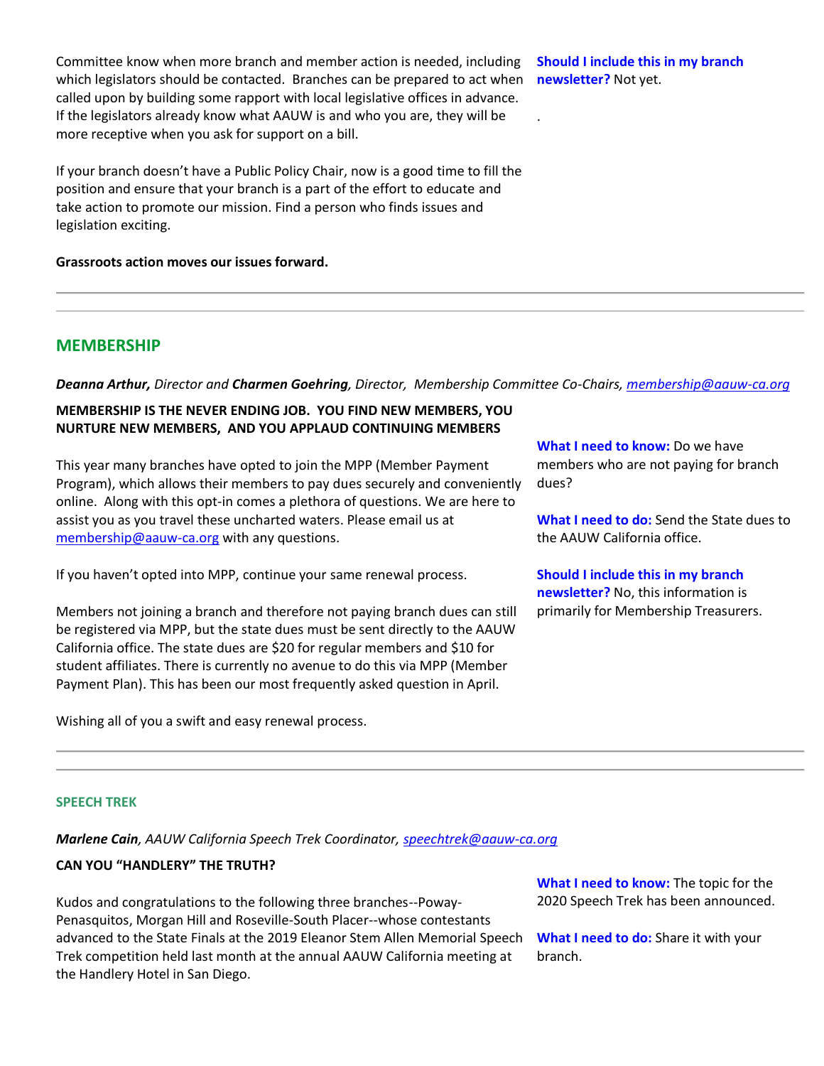Committee know when more branch and member action is needed, including which legislators should be contacted. Branches can be prepared to act when called upon by building some rapport with local legislative offices in advance. If the legislators already know what AAUW is and who you are, they will be more receptive when you ask for support on a bill.

If your branch doesn't have a Public Policy Chair, now is a good time to fill the position and ensure that your branch is a part of the effort to educate and take action to promote our mission. Find a person who finds issues and legislation exciting.

**Grassroots action moves our issues forward.**

**Should I include this in my branch newsletter?** Not yet.

.

---

## MEMBERSHIP

***Deanna Arthur,*** *Director and* ***Charmen Goehring****, Director, Membership Committee Co-Chairs, membership@aauw-ca.org*

**MEMBERSHIP IS THE NEVER ENDING JOB. YOU FIND NEW MEMBERS, YOU NURTURE NEW MEMBERS, AND YOU APPLAUD CONTINUING MEMBERS**

This year many branches have opted to join the MPP (Member Payment Program), which allows their members to pay dues securely and conveniently online. Along with this opt-in comes a plethora of questions. We are here to assist you as you travel these uncharted waters. Please email us at membership@aauw-ca.org with any questions.

If you haven't opted into MPP, continue your same renewal process.

Members not joining a branch and therefore not paying branch dues can still be registered via MPP, but the state dues must be sent directly to the AAUW California office. The state dues are $20 for regular members and $10 for student affiliates. There is currently no avenue to do this via MPP (Member Payment Plan). This has been our most frequently asked question in April.

Wishing all of you a swift and easy renewal process.

**What I need to know:** Do we have members who are not paying for branch dues?

**What I need to do:** Send the State dues to the AAUW California office.

**Should I include this in my branch newsletter?** No, this information is primarily for Membership Treasurers.

---

### SPEECH TREK

***Marlene Cain****, AAUW California Speech Trek Coordinator, speechtrek@aauw-ca.org*

**CAN YOU "HANDLERY" THE TRUTH?**

Kudos and congratulations to the following three branches--Poway-Penasquitos, Morgan Hill and Roseville-South Placer--whose contestants advanced to the State Finals at the 2019 Eleanor Stem Allen Memorial Speech Trek competition held last month at the annual AAUW California meeting at the Handlery Hotel in San Diego.

**What I need to know:** The topic for the 2020 Speech Trek has been announced.

**What I need to do:** Share it with your branch.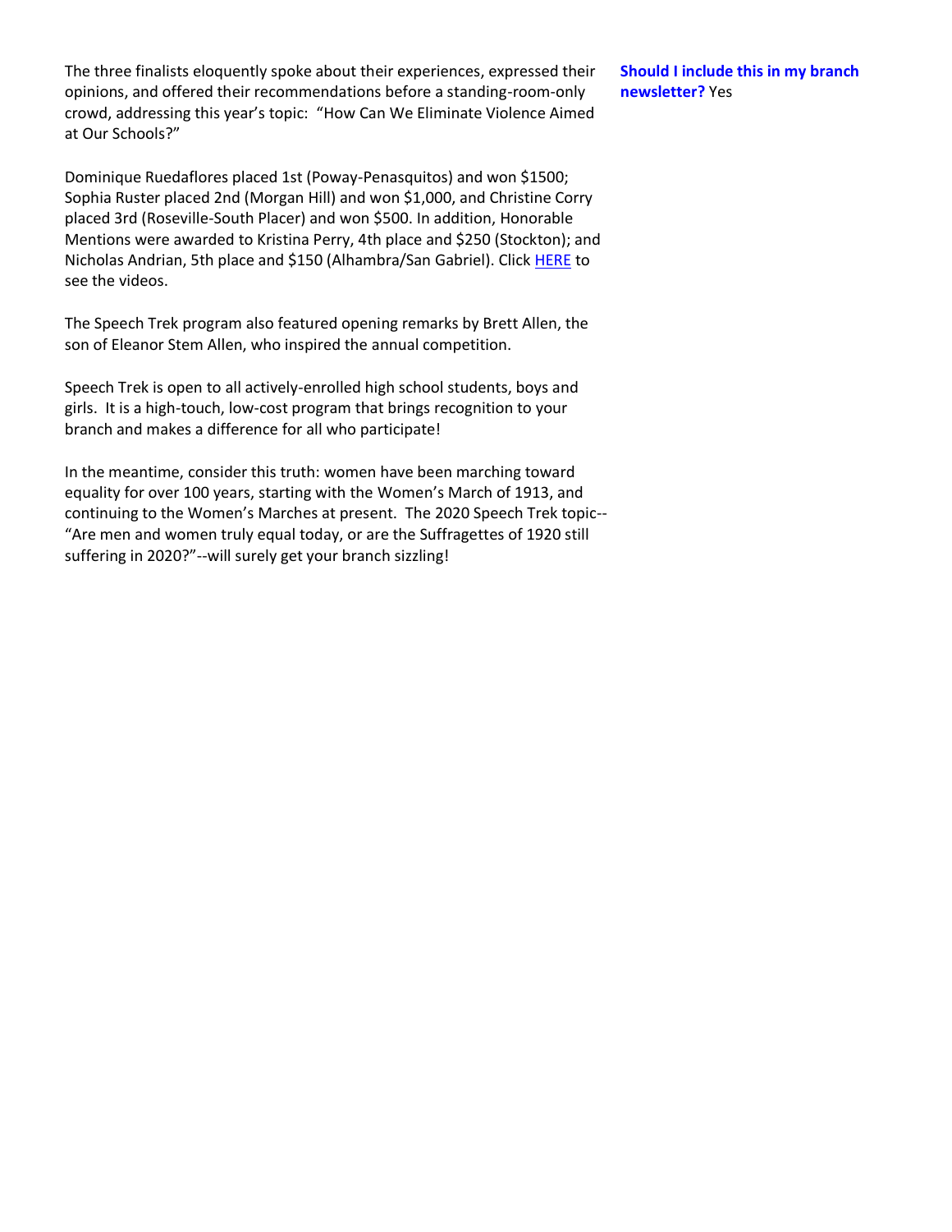The three finalists eloquently spoke about their experiences, expressed their opinions, and offered their recommendations before a standing-room-only crowd, addressing this year's topic: "How Can We Eliminate Violence Aimed at Our Schools?"

**Should I include this in my branch newsletter?** Yes

Dominique Ruedaflores placed 1st (Poway-Penasquitos) and won $1500; Sophia Ruster placed 2nd (Morgan Hill) and won $1,000, and Christine Corry placed 3rd (Roseville-South Placer) and won $500. In addition, Honorable Mentions were awarded to Kristina Perry, 4th place and $250 (Stockton); and Nicholas Andrian, 5th place and $150 (Alhambra/San Gabriel). Click HERE to see the videos.

The Speech Trek program also featured opening remarks by Brett Allen, the son of Eleanor Stem Allen, who inspired the annual competition.

Speech Trek is open to all actively-enrolled high school students, boys and girls. It is a high-touch, low-cost program that brings recognition to your branch and makes a difference for all who participate!

In the meantime, consider this truth: women have been marching toward equality for over 100 years, starting with the Women's March of 1913, and continuing to the Women's Marches at present. The 2020 Speech Trek topic--"Are men and women truly equal today, or are the Suffragettes of 1920 still suffering in 2020?"--will surely get your branch sizzling!